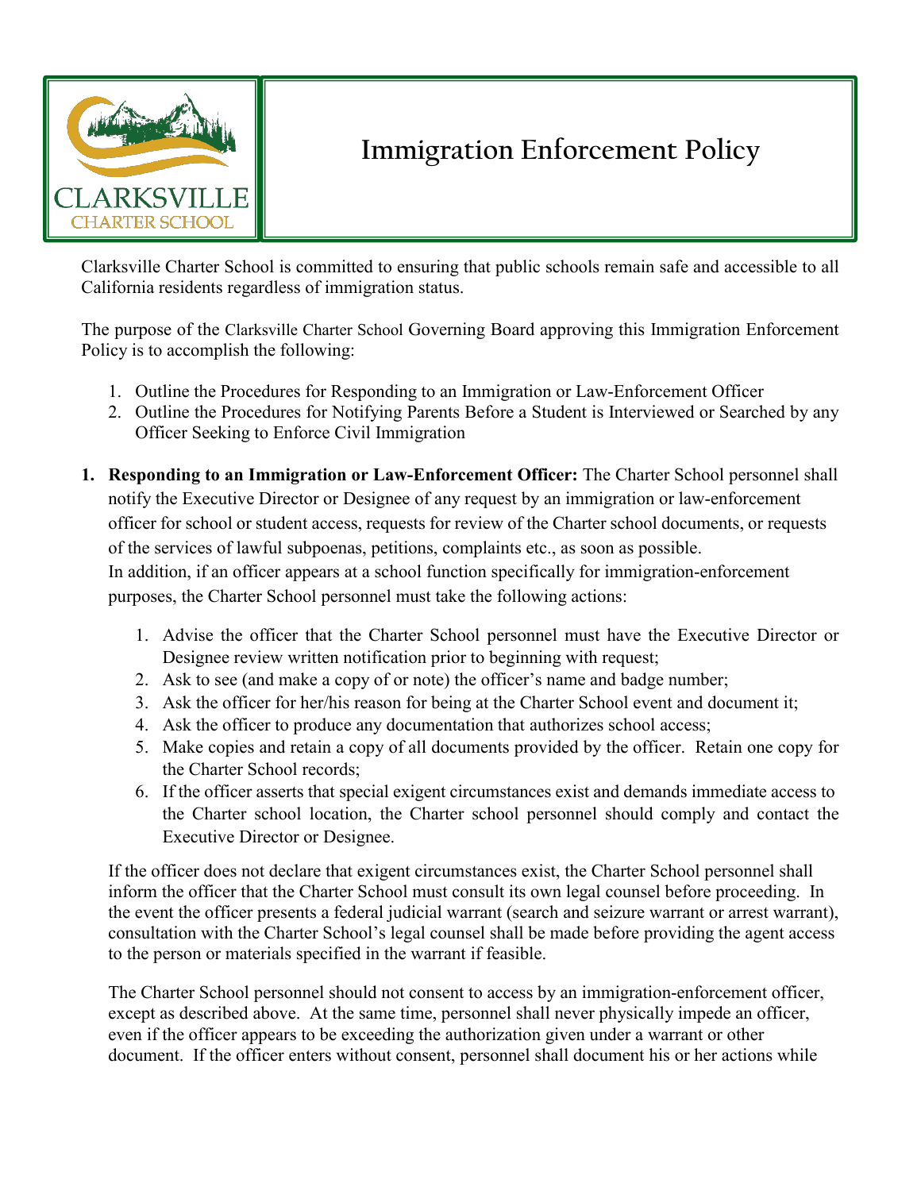# Immigration Enforcement Policy

Clarksville Charter School is committed to ensuring that public schools remain safe and accessible to all California residents regardless of immigration status.

The purpose of the Clarksville Charter School Governing Board approving this Immigration Enforcement Policy is to accomplish the following:

1. Outline the Procedures for Responding to an Immigration or Law-Enforcement Officer
2. Outline the Procedures for Notifying Parents Before a Student is Interviewed or Searched by any Officer Seeking to Enforce Civil Immigration

1. **Responding to an Immigration or Law-Enforcement Officer:** The Charter School personnel shall notify the Executive Director or Designee of any request by an immigration or law-enforcement officer for school or student access, requests for review of the Charter school documents, or requests of the services of lawful subpoenas, petitions, complaints etc., as soon as possible.
   In addition, if an officer appears at a school function specifically for immigration-enforcement purposes, the Charter School personnel must take the following actions:

   1. Advise the officer that the Charter School personnel must have the Executive Director or Designee review written notification prior to beginning with request;
   2. Ask to see (and make a copy of or note) the officer's name and badge number;
   3. Ask the officer for her/his reason for being at the Charter School event and document it;
   4. Ask the officer to produce any documentation that authorizes school access;
   5. Make copies and retain a copy of all documents provided by the officer. Retain one copy for the Charter School records;
   6. If the officer asserts that special exigent circumstances exist and demands immediate access to the Charter school location, the Charter school personnel should comply and contact the Executive Director or Designee.

   If the officer does not declare that exigent circumstances exist, the Charter School personnel shall inform the officer that the Charter School must consult its own legal counsel before proceeding. In the event the officer presents a federal judicial warrant (search and seizure warrant or arrest warrant), consultation with the Charter School's legal counsel shall be made before providing the agent access to the person or materials specified in the warrant if feasible.

   The Charter School personnel should not consent to access by an immigration-enforcement officer, except as described above. At the same time, personnel shall never physically impede an officer, even if the officer appears to be exceeding the authorization given under a warrant or other document. If the officer enters without consent, personnel shall document his or her actions while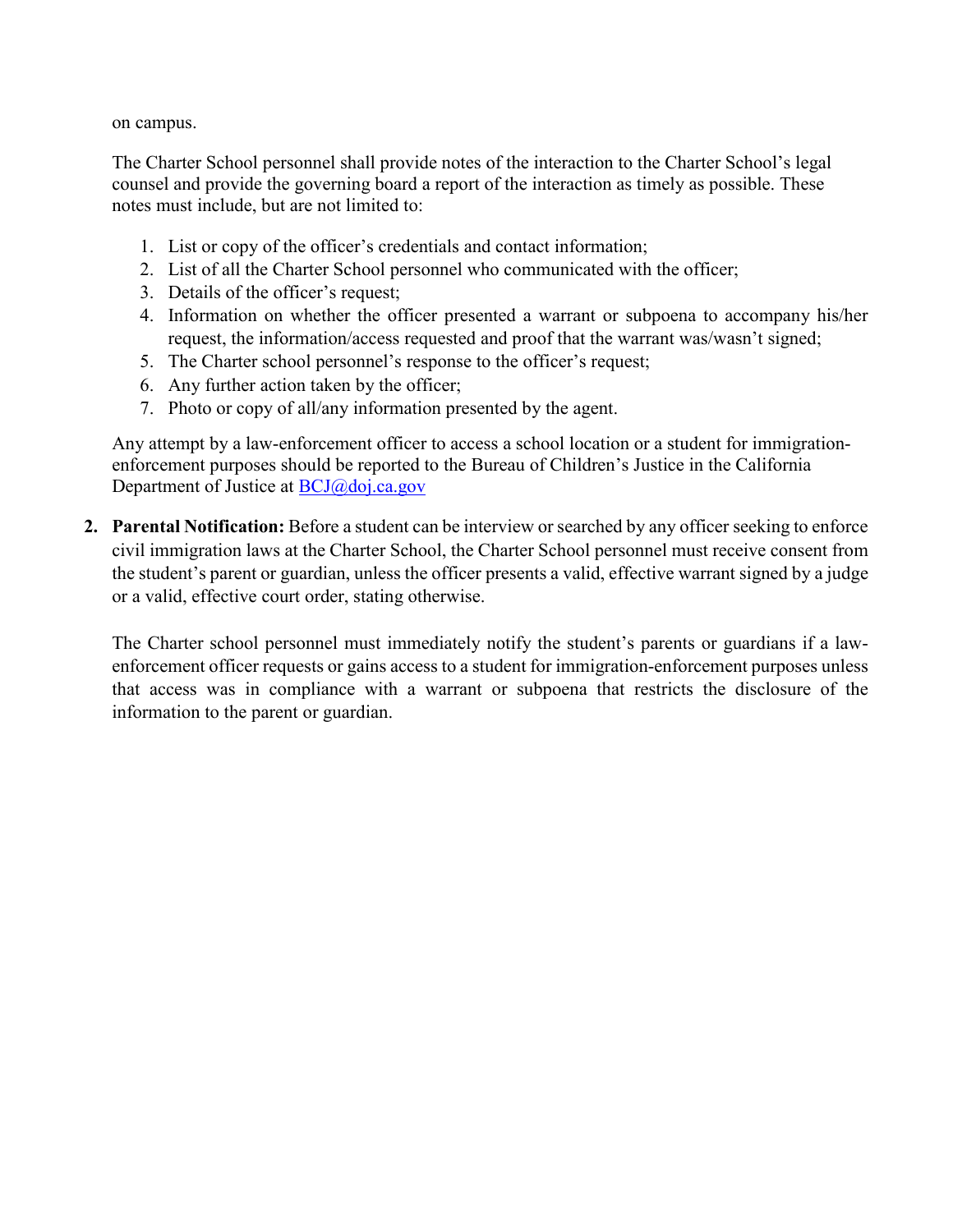on campus.

The Charter School personnel shall provide notes of the interaction to the Charter School's legal counsel and provide the governing board a report of the interaction as timely as possible. These notes must include, but are not limited to:

1. List or copy of the officer's credentials and contact information;
2. List of all the Charter School personnel who communicated with the officer;
3. Details of the officer's request;
4. Information on whether the officer presented a warrant or subpoena to accompany his/her request, the information/access requested and proof that the warrant was/wasn't signed;
5. The Charter school personnel's response to the officer's request;
6. Any further action taken by the officer;
7. Photo or copy of all/any information presented by the agent.

Any attempt by a law-enforcement officer to access a school location or a student for immigration-enforcement purposes should be reported to the Bureau of Children's Justice in the California Department of Justice at [BCJ@doj.ca.gov](mailto:BCJ@doj.ca.gov)

2. **Parental Notification:** Before a student can be interview or searched by any officer seeking to enforce civil immigration laws at the Charter School, the Charter School personnel must receive consent from the student's parent or guardian, unless the officer presents a valid, effective warrant signed by a judge or a valid, effective court order, stating otherwise.

   The Charter school personnel must immediately notify the student's parents or guardians if a law-enforcement officer requests or gains access to a student for immigration-enforcement purposes unless that access was in compliance with a warrant or subpoena that restricts the disclosure of the information to the parent or guardian.